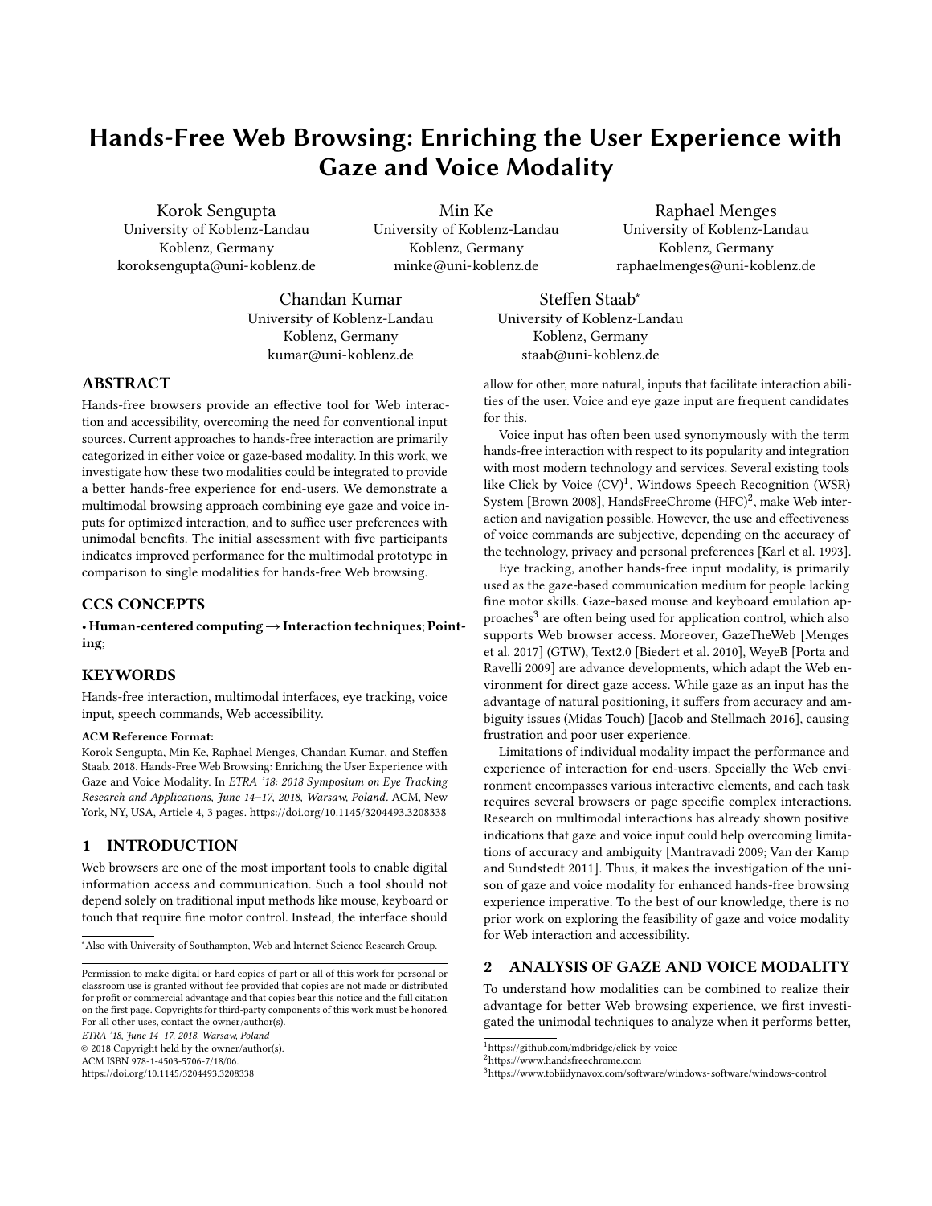# Hands-Free Web Browsing: Enriching the User Experience with Gaze and Voice Modality

Korok Sengupta
University of Koblenz-Landau
Koblenz, Germany
koroksengupta@uni-koblenz.de

Min Ke
University of Koblenz-Landau
Koblenz, Germany
minke@uni-koblenz.de

Raphael Menges
University of Koblenz-Landau
Koblenz, Germany
raphaelmenges@uni-koblenz.de

Chandan Kumar
University of Koblenz-Landau
Koblenz, Germany
kumar@uni-koblenz.de

Steffen Staab*
University of Koblenz-Landau
Koblenz, Germany
staab@uni-koblenz.de

## ABSTRACT

Hands-free browsers provide an effective tool for Web interaction and accessibility, overcoming the need for conventional input sources. Current approaches to hands-free interaction are primarily categorized in either voice or gaze-based modality. In this work, we investigate how these two modalities could be integrated to provide a better hands-free experience for end-users. We demonstrate a multimodal browsing approach combining eye gaze and voice inputs for optimized interaction, and to suffice user preferences with unimodal benefits. The initial assessment with five participants indicates improved performance for the multimodal prototype in comparison to single modalities for hands-free Web browsing.

## CCS CONCEPTS

• **Human-centered computing → Interaction techniques**; **Pointing**;

## KEYWORDS

Hands-free interaction, multimodal interfaces, eye tracking, voice input, speech commands, Web accessibility.

**ACM Reference Format:**

Korok Sengupta, Min Ke, Raphael Menges, Chandan Kumar, and Steffen Staab. 2018. Hands-Free Web Browsing: Enriching the User Experience with Gaze and Voice Modality. In *ETRA '18: 2018 Symposium on Eye Tracking Research and Applications, June 14–17, 2018, Warsaw, Poland*. ACM, New York, NY, USA, Article 4, 3 pages. https://doi.org/10.1145/3204493.3208338

## 1 INTRODUCTION

Web browsers are one of the most important tools to enable digital information access and communication. Such a tool should not depend solely on traditional input methods like mouse, keyboard or touch that require fine motor control. Instead, the interface should allow for other, more natural, inputs that facilitate interaction abilities of the user. Voice and eye gaze input are frequent candidates for this.

Voice input has often been used synonymously with the term hands-free interaction with respect to its popularity and integration with most modern technology and services. Several existing tools like Click by Voice (CV)[1], Windows Speech Recognition (WSR) System [Brown 2008], HandsFreeChrome (HFC)[2], make Web interaction and navigation possible. However, the use and effectiveness of voice commands are subjective, depending on the accuracy of the technology, privacy and personal preferences [Karl et al. 1993].

Eye tracking, another hands-free input modality, is primarily used as the gaze-based communication medium for people lacking fine motor skills. Gaze-based mouse and keyboard emulation approaches[3] are often being used for application control, which also supports Web browser access. Moreover, GazeTheWeb [Menges et al. 2017] (GTW), Text2.0 [Biedert et al. 2010], WeyeB [Porta and Ravelli 2009] are advance developments, which adapt the Web environment for direct gaze access. While gaze as an input has the advantage of natural positioning, it suffers from accuracy and ambiguity issues (Midas Touch) [Jacob and Stellmach 2016], causing frustration and poor user experience.

Limitations of individual modality impact the performance and experience of interaction for end-users. Specially the Web environment encompasses various interactive elements, and each task requires several browsers or page specific complex interactions. Research on multimodal interactions has already shown positive indications that gaze and voice input could help overcoming limitations of accuracy and ambiguity [Mantravadi 2009; Van der Kamp and Sundstedt 2011]. Thus, it makes the investigation of the union of gaze and voice modality for enhanced hands-free browsing experience imperative. To the best of our knowledge, there is no prior work on exploring the feasibility of gaze and voice modality for Web interaction and accessibility.

## 2 ANALYSIS OF GAZE AND VOICE MODALITY

To understand how modalities can be combined to realize their advantage for better Web browsing experience, we first investigated the unimodal techniques to analyze when it performs better,

*Also with University of Southampton, Web and Internet Science Research Group.

Permission to make digital or hard copies of part or all of this work for personal or classroom use is granted without fee provided that copies are not made or distributed for profit or commercial advantage and that copies bear this notice and the full citation on the first page. Copyrights for third-party components of this work must be honored. For all other uses, contact the owner/author(s).
*ETRA '18, June 14–17, 2018, Warsaw, Poland*
© 2018 Copyright held by the owner/author(s).
ACM ISBN 978-1-4503-5706-7/18/06.
https://doi.org/10.1145/3204493.3208338

[1] https://github.com/mdbridge/click-by-voice
[2] https://www.handsfreechrome.com
[3] https://www.tobiidynavox.com/software/windows-software/windows-control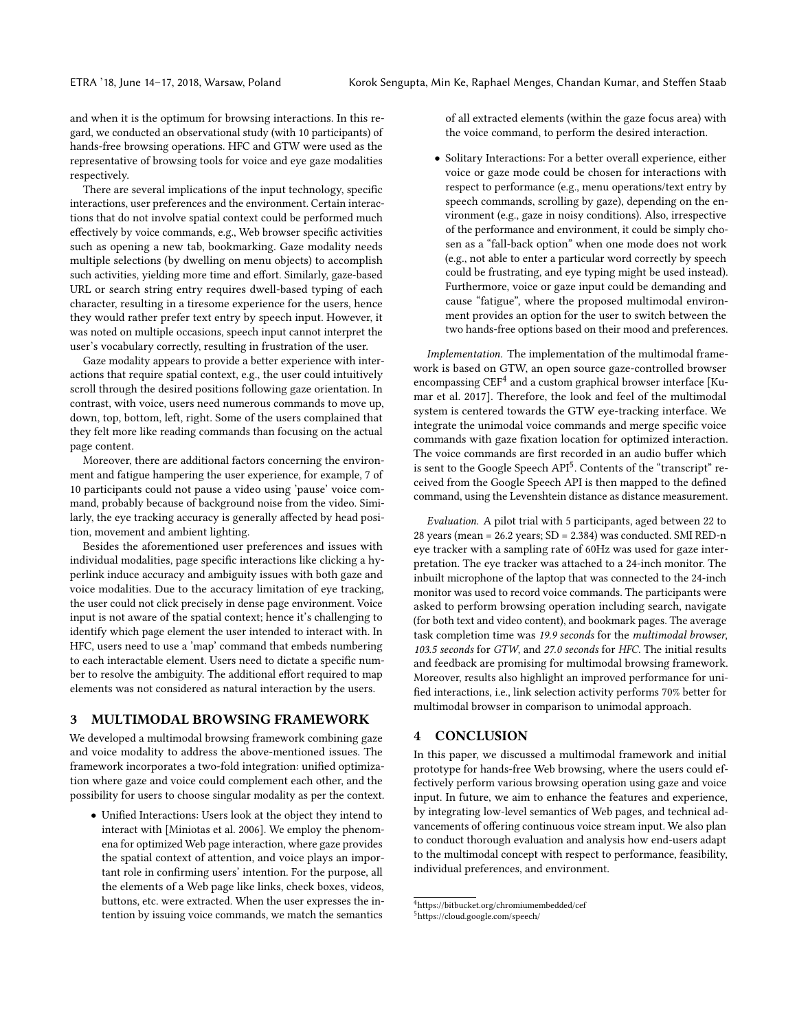and when it is the optimum for browsing interactions. In this regard, we conducted an observational study (with 10 participants) of hands-free browsing operations. HFC and GTW were used as the representative of browsing tools for voice and eye gaze modalities respectively.

There are several implications of the input technology, specific interactions, user preferences and the environment. Certain interactions that do not involve spatial context could be performed much effectively by voice commands, e.g., Web browser specific activities such as opening a new tab, bookmarking. Gaze modality needs multiple selections (by dwelling on menu objects) to accomplish such activities, yielding more time and effort. Similarly, gaze-based URL or search string entry requires dwell-based typing of each character, resulting in a tiresome experience for the users, hence they would rather prefer text entry by speech input. However, it was noted on multiple occasions, speech input cannot interpret the user's vocabulary correctly, resulting in frustration of the user.

Gaze modality appears to provide a better experience with interactions that require spatial context, e.g., the user could intuitively scroll through the desired positions following gaze orientation. In contrast, with voice, users need numerous commands to move up, down, top, bottom, left, right. Some of the users complained that they felt more like reading commands than focusing on the actual page content.

Moreover, there are additional factors concerning the environment and fatigue hampering the user experience, for example, 7 of 10 participants could not pause a video using 'pause' voice command, probably because of background noise from the video. Similarly, the eye tracking accuracy is generally affected by head position, movement and ambient lighting.

Besides the aforementioned user preferences and issues with individual modalities, page specific interactions like clicking a hyperlink induce accuracy and ambiguity issues with both gaze and voice modalities. Due to the accuracy limitation of eye tracking, the user could not click precisely in dense page environment. Voice input is not aware of the spatial context; hence it's challenging to identify which page element the user intended to interact with. In HFC, users need to use a 'map' command that embeds numbering to each interactable element. Users need to dictate a specific number to resolve the ambiguity. The additional effort required to map elements was not considered as natural interaction by the users.

## 3 MULTIMODAL BROWSING FRAMEWORK

We developed a multimodal browsing framework combining gaze and voice modality to address the above-mentioned issues. The framework incorporates a two-fold integration: unified optimization where gaze and voice could complement each other, and the possibility for users to choose singular modality as per the context.

- Unified Interactions: Users look at the object they intend to interact with [Miniotas et al. 2006]. We employ the phenomena for optimized Web page interaction, where gaze provides the spatial context of attention, and voice plays an important role in confirming users' intention. For the purpose, all the elements of a Web page like links, check boxes, videos, buttons, etc. were extracted. When the user expresses the intention by issuing voice commands, we match the semantics of all extracted elements (within the gaze focus area) with the voice command, to perform the desired interaction.
- Solitary Interactions: For a better overall experience, either voice or gaze mode could be chosen for interactions with respect to performance (e.g., menu operations/text entry by speech commands, scrolling by gaze), depending on the environment (e.g., gaze in noisy conditions). Also, irrespective of the performance and environment, it could be simply chosen as a "fall-back option" when one mode does not work (e.g., not able to enter a particular word correctly by speech could be frustrating, and eye typing might be used instead). Furthermore, voice or gaze input could be demanding and cause "fatigue", where the proposed multimodal environment provides an option for the user to switch between the two hands-free options based on their mood and preferences.

*Implementation.* The implementation of the multimodal framework is based on GTW, an open source gaze-controlled browser encompassing CEF[4] and a custom graphical browser interface [Kumar et al. 2017]. Therefore, the look and feel of the multimodal system is centered towards the GTW eye-tracking interface. We integrate the unimodal voice commands and merge specific voice commands with gaze fixation location for optimized interaction. The voice commands are first recorded in an audio buffer which is sent to the Google Speech API[5]. Contents of the "transcript" received from the Google Speech API is then mapped to the defined command, using the Levenshtein distance as distance measurement.

*Evaluation.* A pilot trial with 5 participants, aged between 22 to 28 years (mean = 26.2 years; SD = 2.384) was conducted. SMI RED-n eye tracker with a sampling rate of 60Hz was used for gaze interpretation. The eye tracker was attached to a 24-inch monitor. The inbuilt microphone of the laptop that was connected to the 24-inch monitor was used to record voice commands. The participants were asked to perform browsing operation including search, navigate (for both text and video content), and bookmark pages. The average task completion time was *19.9 seconds* for the *multimodal browser*, *103.5 seconds* for *GTW*, and *27.0 seconds* for *HFC*. The initial results and feedback are promising for multimodal browsing framework. Moreover, results also highlight an improved performance for unified interactions, i.e., link selection activity performs 70% better for multimodal browser in comparison to unimodal approach.

## 4 CONCLUSION

In this paper, we discussed a multimodal framework and initial prototype for hands-free Web browsing, where the users could effectively perform various browsing operation using gaze and voice input. In future, we aim to enhance the features and experience, by integrating low-level semantics of Web pages, and technical advancements of offering continuous voice stream input. We also plan to conduct thorough evaluation and analysis how end-users adapt to the multimodal concept with respect to performance, feasibility, individual preferences, and environment.

[4] https://bitbucket.org/chromiumembedded/cef

[5] https://cloud.google.com/speech/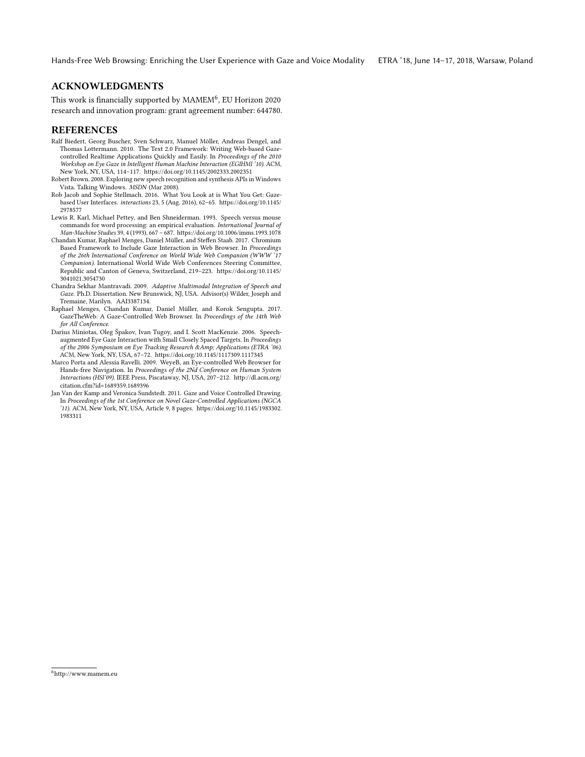## ACKNOWLEDGMENTS

This work is financially supported by MAMEM[6], EU Horizon 2020 research and innovation program: grant agreement number: 644780.

## REFERENCES

Ralf Biedert, Georg Buscher, Sven Schwarz, Manuel Möller, Andreas Dengel, and Thomas Lottermann. 2010. The Text 2.0 Framework: Writing Web-based Gaze-controlled Realtime Applications Quickly and Easily. In *Proceedings of the 2010 Workshop on Eye Gaze in Intelligent Human Machine Interaction (EGIHMI '10)*. ACM, New York, NY, USA, 114–117. https://doi.org/10.1145/2002333.2002351

Robert Brown. 2008. Exploring new speech recognition and synthesis APIs in Windows Vista. Talking Windows. *MSDN* (Mar 2008).

Rob Jacob and Sophie Stellmach. 2016. What You Look at is What You Get: Gaze-based User Interfaces. *interactions* 23, 5 (Aug. 2016), 62–65. https://doi.org/10.1145/2978577

Lewis R. Karl, Michael Pettey, and Ben Shneiderman. 1993. Speech versus mouse commands for word processing: an empirical evaluation. *International Journal of Man-Machine Studies* 39, 4 (1993), 667 – 687. https://doi.org/10.1006/imms.1993.1078

Chandan Kumar, Raphael Menges, Daniel Müller, and Steffen Staab. 2017. Chromium Based Framework to Include Gaze Interaction in Web Browser. In *Proceedings of the 26th International Conference on World Wide Web Companion (WWW '17 Companion)*. International World Wide Web Conferences Steering Committee, Republic and Canton of Geneva, Switzerland, 219–223. https://doi.org/10.1145/3041021.3054730

Chandra Sekhar Mantravadi. 2009. *Adaptive Multimodal Integration of Speech and Gaze*. Ph.D. Dissertation. New Brunswick, NJ, USA. Advisor(s) Wilder, Joseph and Tremaine, Marilyn. AAI3387134.

Raphael Menges, Chandan Kumar, Daniel Müller, and Korok Sengupta. 2017. GazeTheWeb: A Gaze-Controlled Web Browser. In *Proceedings of the 14th Web for All Conference*.

Darius Miniotas, Oleg Špakov, Ivan Tugoy, and I. Scott MacKenzie. 2006. Speech-augmented Eye Gaze Interaction with Small Closely Spaced Targets. In *Proceedings of the 2006 Symposium on Eye Tracking Research &Amp; Applications (ETRA '06)*. ACM, New York, NY, USA, 67–72. https://doi.org/10.1145/1117309.1117345

Marco Porta and Alessia Ravelli. 2009. WeyeB, an Eye-controlled Web Browser for Hands-free Navigation. In *Proceedings of the 2Nd Conference on Human System Interactions (HSI'09)*. IEEE Press, Piscataway, NJ, USA, 207–212. http://dl.acm.org/citation.cfm?id=1689359.1689396

Jan Van der Kamp and Veronica Sundstedt. 2011. Gaze and Voice Controlled Drawing. In *Proceedings of the 1st Conference on Novel Gaze-Controlled Applications (NGCA '11)*. ACM, New York, NY, USA, Article 9, 8 pages. https://doi.org/10.1145/1983302.1983311

[6] http://www.mamem.eu